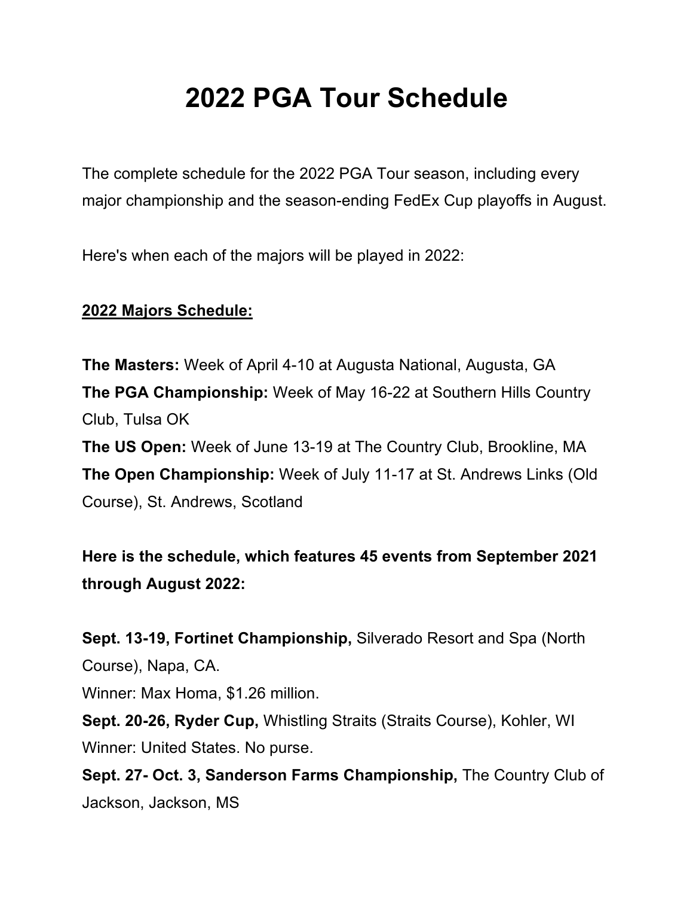# 2022 PGA Tour Schedule

The complete schedule for the 2022 PGA Tour season, including every major championship and the season-ending FedEx Cup playoffs in August.

Here's when each of the majors will be played in 2022:

**2022 Majors Schedule:**

**The Masters:** Week of April 4-10 at Augusta National, Augusta, GA
**The PGA Championship:** Week of May 16-22 at Southern Hills Country Club, Tulsa OK
**The US Open:** Week of June 13-19 at The Country Club, Brookline, MA
**The Open Championship:** Week of July 11-17 at St. Andrews Links (Old Course), St. Andrews, Scotland

**Here is the schedule, which features 45 events from September 2021 through August 2022:**

**Sept. 13-19, Fortinet Championship,** Silverado Resort and Spa (North Course), Napa, CA.
Winner: Max Homa, $1.26 million.
**Sept. 20-26, Ryder Cup,** Whistling Straits (Straits Course), Kohler, WI
Winner: United States. No purse.
**Sept. 27- Oct. 3, Sanderson Farms Championship,** The Country Club of Jackson, Jackson, MS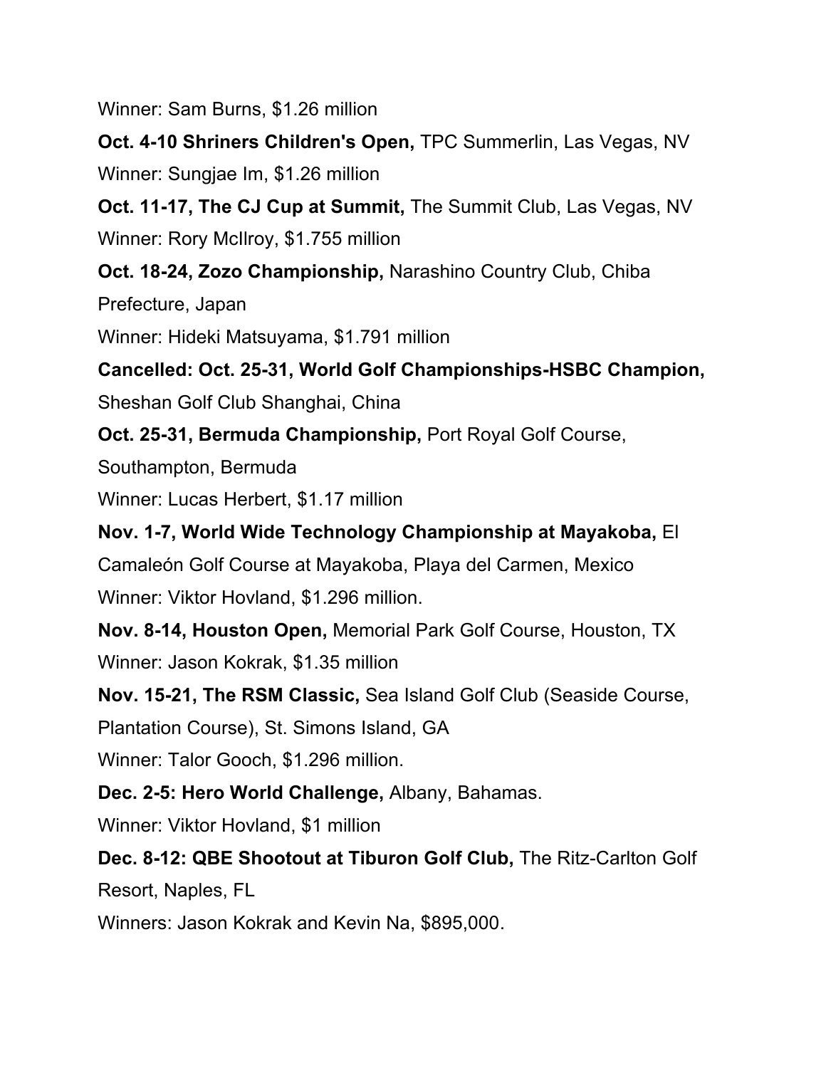Winner: Sam Burns, $1.26 million

**Oct. 4-10 Shriners Children's Open,** TPC Summerlin, Las Vegas, NV

Winner: Sungjae Im, $1.26 million

**Oct. 11-17, The CJ Cup at Summit,** The Summit Club, Las Vegas, NV

Winner: Rory McIlroy, $1.755 million

**Oct. 18-24, Zozo Championship,** Narashino Country Club, Chiba Prefecture, Japan

Winner: Hideki Matsuyama, $1.791 million

**Cancelled: Oct. 25-31, World Golf Championships-HSBC Champion,** Sheshan Golf Club Shanghai, China

**Oct. 25-31, Bermuda Championship,** Port Royal Golf Course, Southampton, Bermuda

Winner: Lucas Herbert, $1.17 million

**Nov. 1-7, World Wide Technology Championship at Mayakoba,** El Camaleón Golf Course at Mayakoba, Playa del Carmen, Mexico

Winner: Viktor Hovland, $1.296 million.

**Nov. 8-14, Houston Open,** Memorial Park Golf Course, Houston, TX

Winner: Jason Kokrak, $1.35 million

**Nov. 15-21, The RSM Classic,** Sea Island Golf Club (Seaside Course, Plantation Course), St. Simons Island, GA

Winner: Talor Gooch, $1.296 million.

**Dec. 2-5: Hero World Challenge,** Albany, Bahamas.

Winner: Viktor Hovland, $1 million

**Dec. 8-12: QBE Shootout at Tiburon Golf Club,** The Ritz-Carlton Golf Resort, Naples, FL

Winners: Jason Kokrak and Kevin Na, $895,000.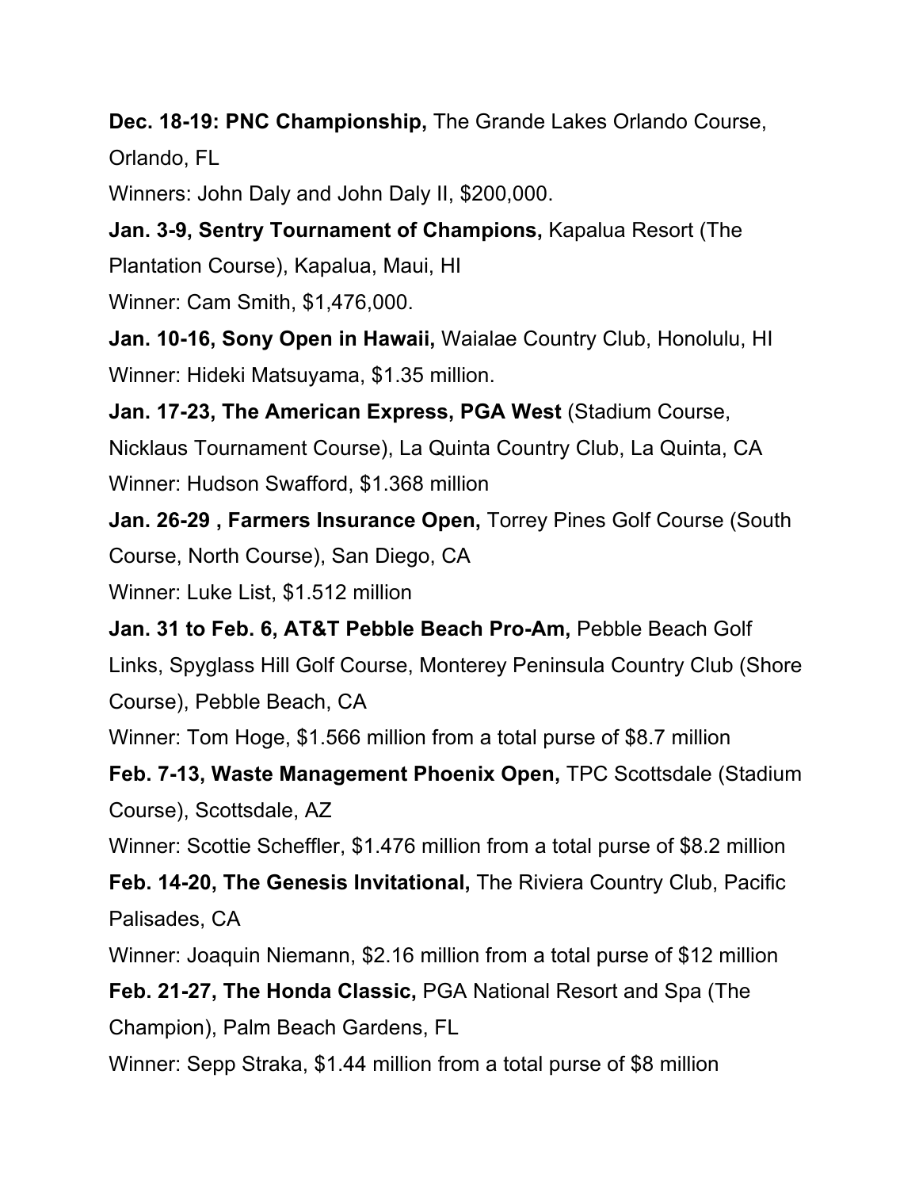**Dec. 18-19: PNC Championship,** The Grande Lakes Orlando Course, Orlando, FL

Winners: John Daly and John Daly II, $200,000.

**Jan. 3-9, Sentry Tournament of Champions,** Kapalua Resort (The Plantation Course), Kapalua, Maui, HI

Winner: Cam Smith, $1,476,000.

**Jan. 10-16, Sony Open in Hawaii,** Waialae Country Club, Honolulu, HI

Winner: Hideki Matsuyama, $1.35 million.

**Jan. 17-23, The American Express, PGA West** (Stadium Course, Nicklaus Tournament Course), La Quinta Country Club, La Quinta, CA

Winner: Hudson Swafford, $1.368 million

**Jan. 26-29 , Farmers Insurance Open,** Torrey Pines Golf Course (South Course, North Course), San Diego, CA

Winner: Luke List, $1.512 million

**Jan. 31 to Feb. 6, AT&T Pebble Beach Pro-Am,** Pebble Beach Golf Links, Spyglass Hill Golf Course, Monterey Peninsula Country Club (Shore Course), Pebble Beach, CA

Winner: Tom Hoge, $1.566 million from a total purse of $8.7 million

**Feb. 7-13, Waste Management Phoenix Open,** TPC Scottsdale (Stadium Course), Scottsdale, AZ

Winner: Scottie Scheffler, $1.476 million from a total purse of $8.2 million

**Feb. 14-20, The Genesis Invitational,** The Riviera Country Club, Pacific Palisades, CA

Winner: Joaquin Niemann, $2.16 million from a total purse of $12 million

**Feb. 21-27, The Honda Classic,** PGA National Resort and Spa (The Champion), Palm Beach Gardens, FL

Winner: Sepp Straka, $1.44 million from a total purse of $8 million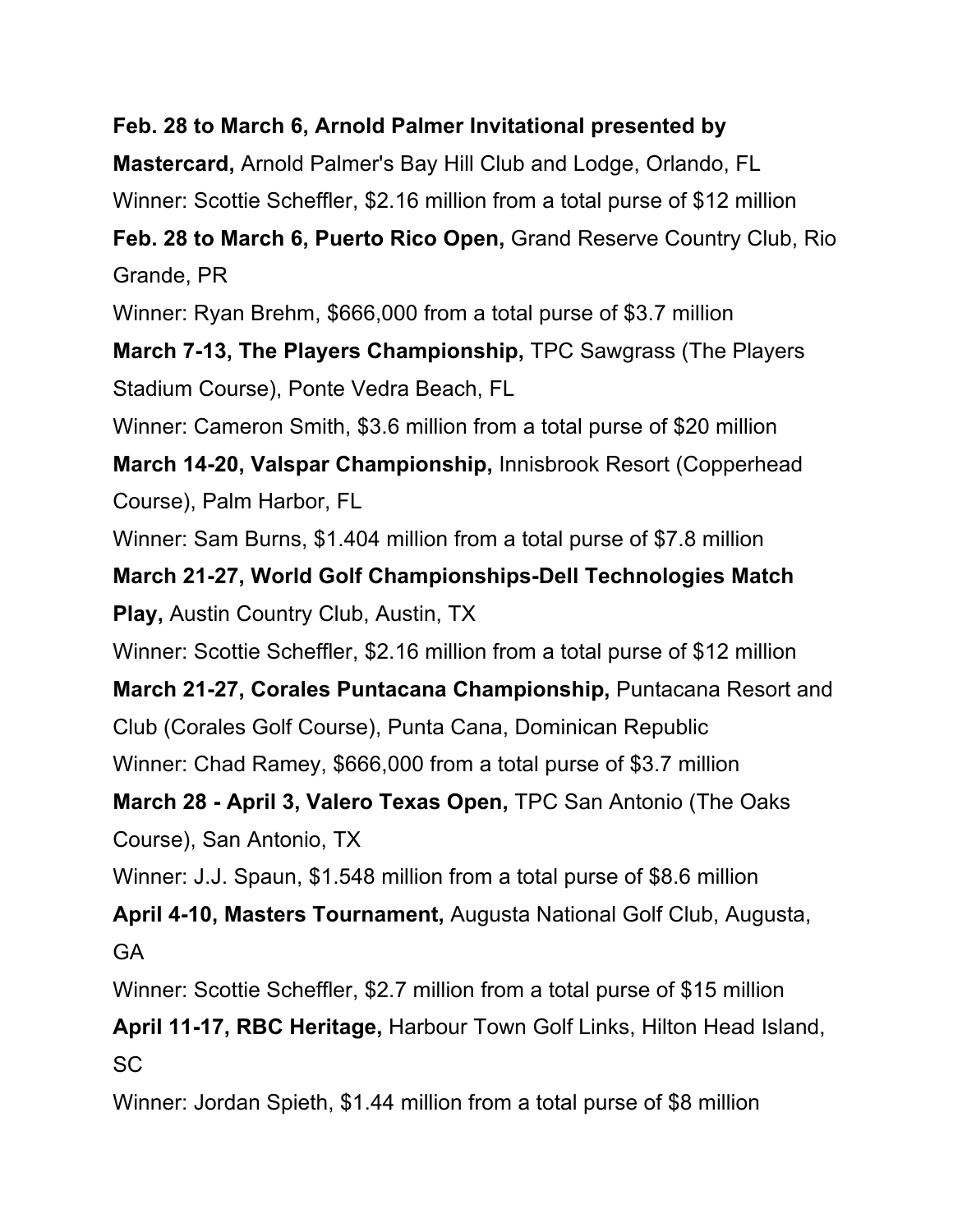**Feb. 28 to March 6, Arnold Palmer Invitational presented by Mastercard,** Arnold Palmer's Bay Hill Club and Lodge, Orlando, FL

Winner: Scottie Scheffler, $2.16 million from a total purse of $12 million

**Feb. 28 to March 6, Puerto Rico Open,** Grand Reserve Country Club, Rio Grande, PR

Winner: Ryan Brehm, $666,000 from a total purse of $3.7 million

**March 7-13, The Players Championship,** TPC Sawgrass (The Players Stadium Course), Ponte Vedra Beach, FL

Winner: Cameron Smith, $3.6 million from a total purse of $20 million

**March 14-20, Valspar Championship,** Innisbrook Resort (Copperhead Course), Palm Harbor, FL

Winner: Sam Burns, $1.404 million from a total purse of $7.8 million

**March 21-27, World Golf Championships-Dell Technologies Match Play,** Austin Country Club, Austin, TX

Winner: Scottie Scheffler, $2.16 million from a total purse of $12 million

**March 21-27, Corales Puntacana Championship,** Puntacana Resort and Club (Corales Golf Course), Punta Cana, Dominican Republic

Winner: Chad Ramey, $666,000 from a total purse of $3.7 million

**March 28 - April 3, Valero Texas Open,** TPC San Antonio (The Oaks Course), San Antonio, TX

Winner: J.J. Spaun, $1.548 million from a total purse of $8.6 million

**April 4-10, Masters Tournament,** Augusta National Golf Club, Augusta, GA

Winner: Scottie Scheffler, $2.7 million from a total purse of $15 million

**April 11-17, RBC Heritage,** Harbour Town Golf Links, Hilton Head Island, SC

Winner: Jordan Spieth, $1.44 million from a total purse of $8 million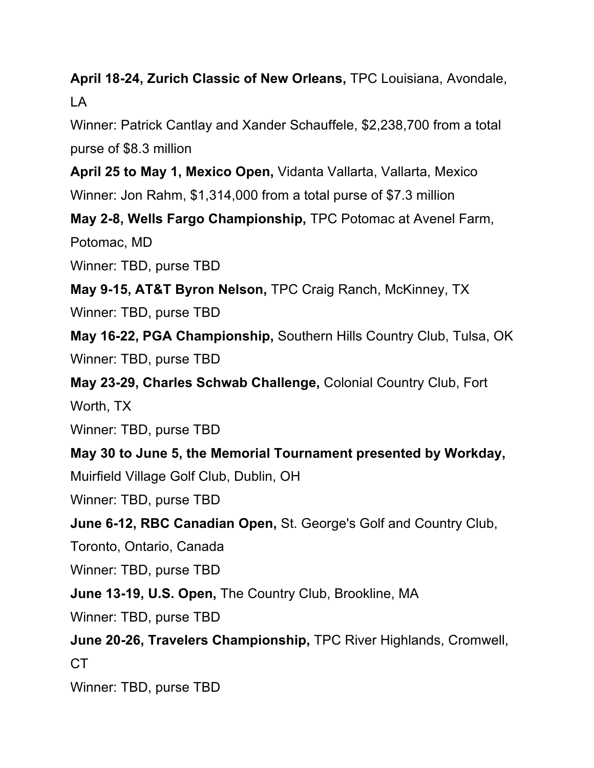**April 18-24, Zurich Classic of New Orleans,** TPC Louisiana, Avondale, LA

Winner: Patrick Cantlay and Xander Schauffele, $2,238,700 from a total purse of $8.3 million

**April 25 to May 1, Mexico Open,** Vidanta Vallarta, Vallarta, Mexico

Winner: Jon Rahm, $1,314,000 from a total purse of $7.3 million

**May 2-8, Wells Fargo Championship,** TPC Potomac at Avenel Farm, Potomac, MD

Winner: TBD, purse TBD

**May 9-15, AT&T Byron Nelson,** TPC Craig Ranch, McKinney, TX

Winner: TBD, purse TBD

**May 16-22, PGA Championship,** Southern Hills Country Club, Tulsa, OK

Winner: TBD, purse TBD

**May 23-29, Charles Schwab Challenge,** Colonial Country Club, Fort Worth, TX

Winner: TBD, purse TBD

**May 30 to June 5, the Memorial Tournament presented by Workday,** Muirfield Village Golf Club, Dublin, OH

Winner: TBD, purse TBD

**June 6-12, RBC Canadian Open,** St. George's Golf and Country Club, Toronto, Ontario, Canada

Winner: TBD, purse TBD

**June 13-19, U.S. Open,** The Country Club, Brookline, MA

Winner: TBD, purse TBD

**June 20-26, Travelers Championship,** TPC River Highlands, Cromwell, CT

Winner: TBD, purse TBD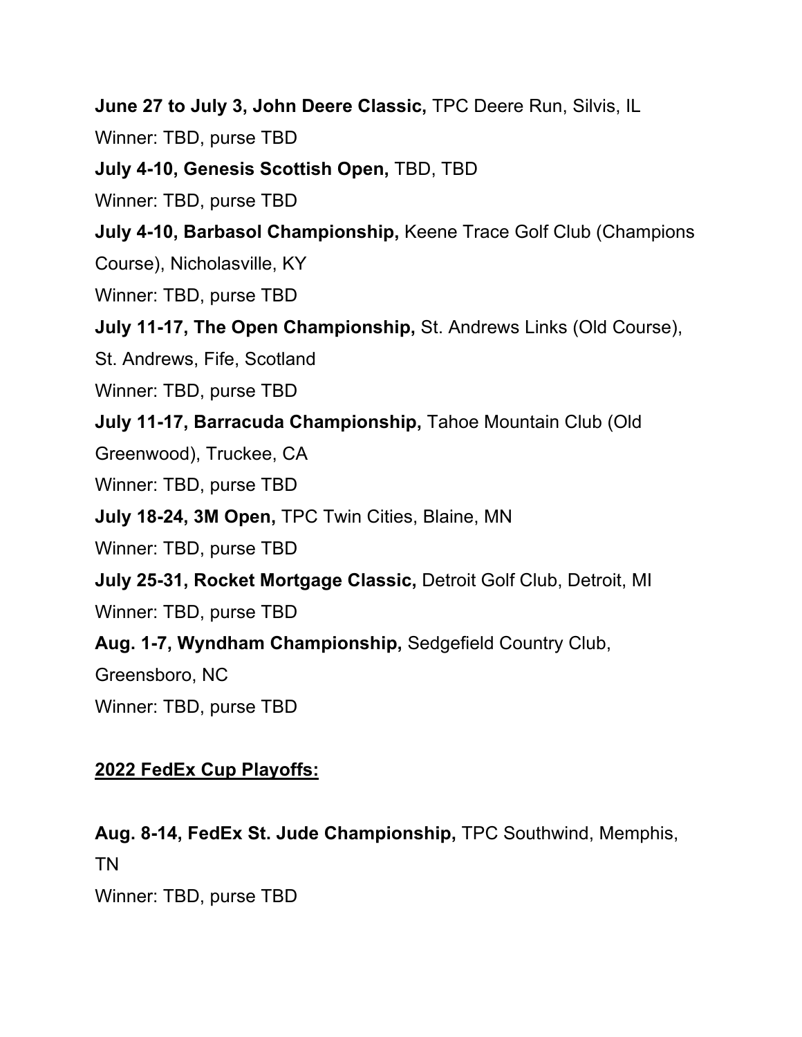**June 27 to July 3, John Deere Classic,** TPC Deere Run, Silvis, IL

Winner: TBD, purse TBD

**July 4-10, Genesis Scottish Open,** TBD, TBD

Winner: TBD, purse TBD

**July 4-10, Barbasol Championship,** Keene Trace Golf Club (Champions Course), Nicholasville, KY

Winner: TBD, purse TBD

**July 11-17, The Open Championship,** St. Andrews Links (Old Course), St. Andrews, Fife, Scotland

Winner: TBD, purse TBD

**July 11-17, Barracuda Championship,** Tahoe Mountain Club (Old Greenwood), Truckee, CA

Winner: TBD, purse TBD

**July 18-24, 3M Open,** TPC Twin Cities, Blaine, MN

Winner: TBD, purse TBD

**July 25-31, Rocket Mortgage Classic,** Detroit Golf Club, Detroit, MI

Winner: TBD, purse TBD

**Aug. 1-7, Wyndham Championship,** Sedgefield Country Club, Greensboro, NC

Winner: TBD, purse TBD

**2022 FedEx Cup Playoffs:**

**Aug. 8-14, FedEx St. Jude Championship,** TPC Southwind, Memphis, TN

Winner: TBD, purse TBD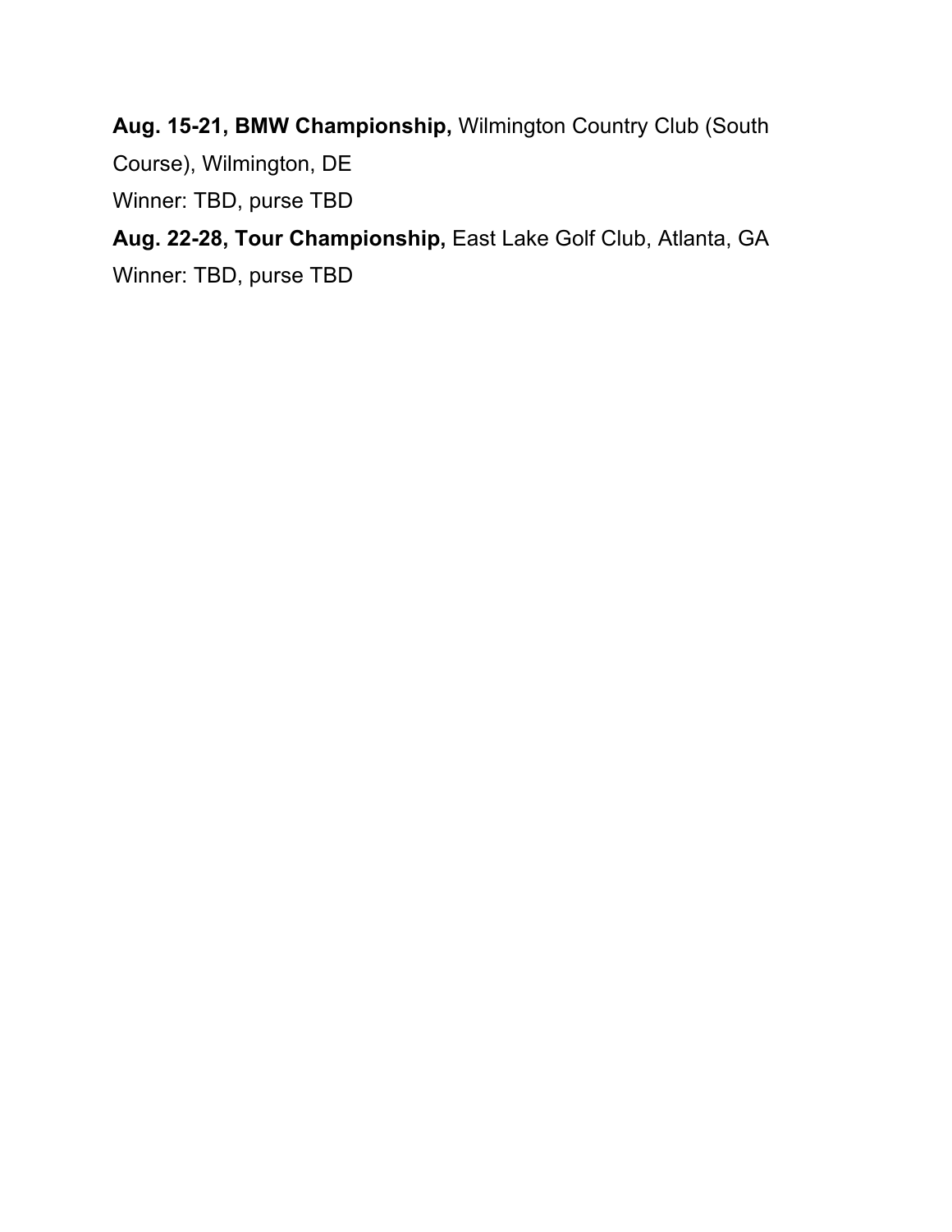**Aug. 15-21, BMW Championship,** Wilmington Country Club (South Course), Wilmington, DE

Winner: TBD, purse TBD

**Aug. 22-28, Tour Championship,** East Lake Golf Club, Atlanta, GA

Winner: TBD, purse TBD